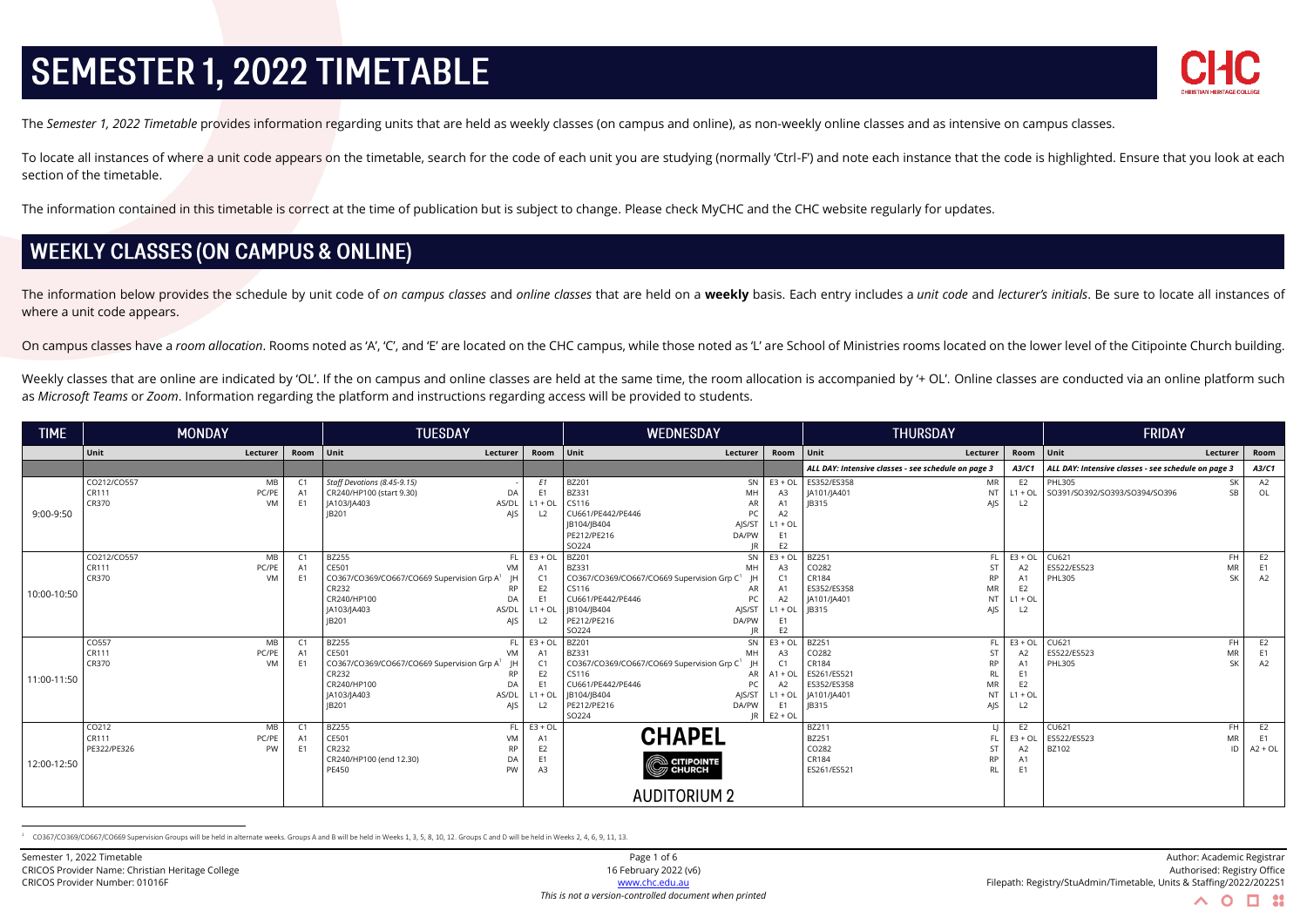# SEMESTER 1, 2022 TIMETABLE

The *Semester 1, 2022 Timetable* provides information regarding units that are held as weekly classes (on campus and online), as non-weekly online classes and as intensive on campus classes.

To locate all instances of where a unit code appears on the timetable, search for the code of each unit you are studying (normally 'Ctrl-F') and note each instance that the code is highlighted. Ensure that you look at each section of the timetable.

The information contained in this timetable is correct at the time of publication but is subject to change. Please check MyCHC and the CHC website regularly for updates.

## WEEKLY CLASSES (ON CAMPUS & ONLINE)

The information below provides the schedule by unit code of *on campus classes* and *online classes* that are held on a **weekly** basis. Each entry includes a *unit code* and *lecturer's initials*. Be sure to locate all instances of where a unit code appears.

On campus classes have a *room allocation*. Rooms noted as 'A', 'C', and 'E' are located on the CHC campus, while those noted as 'L' are School of Ministries rooms located on the lower level of the Citipointe Church building.

Weekly classes that are online are indicated by 'OL'. If the on campus and online classes are held at the same time, the room allocation is accompanied by '+ OL'. Online classes are conducted via an online platform such as *Microsoft Teams* or *Zoom*. Information regarding the platform and instructions regarding access will be provided to students.

| TIME | MONDAY | | | TUESDAY | | | WEDNESDAY | | | THURSDAY | | | FRIDAY | | |
|---|---|---|---|---|---|---|---|---|---|---|---|---|---|---|---|
| | Unit | Lecturer | Room | Unit | Lecturer | Room | Unit | Lecturer | Room | Unit | Lecturer | Room | Unit | Lecturer | Room |
| | | | | | | | | | | *ALL DAY: Intensive classes - see schedule on page 3* | | *A3/C1* | *ALL DAY: Intensive classes - see schedule on page 3* | | *A3/C1* |
| 9:00-9:50 | CO212/CO557<br>CR111<br>CR370 | MB<br>PC/PE<br>VM | C1<br>A1<br>E1 | *Staff Devotions (8.45-9.15)*<br>CR240/HP100 (start 9.30)<br>JA103/JA403<br>JB201 | -<br>DA<br>AS/DL<br>AJS | *E1*<br>E1<br>L1 + OL<br>L2 | BZ201<br>BZ331<br>CS116<br>CU661/PE442/PE446<br>JB104/JB404<br>PE212/PE216<br>SO224 | SN<br>MH<br>AR<br>PC<br>AJS/ST<br>DA/PW<br>JR | E3 + OL<br>A3<br>A1<br>A2<br>L1 + OL<br>E1<br>E2 | ES352/ES358<br>JA101/JA401<br>JB315 | MR<br>NT<br>AJS | E2<br>L1 + OL<br>L2 | PHL305<br>SO391/SO392/SO393/SO394/SO396 | SK<br>SB | A2<br>OL |
| 10:00-10:50 | CO212/CO557<br>CR111<br>CR370 | MB<br>PC/PE<br>VM | C1<br>A1<br>E1 | BZ255<br>CE501<br>CO367/CO369/CO667/CO669 Supervision Grp A[1]<br>CR232<br>CR240/HP100<br>JA103/JA403<br>JB201 | FL<br>VM<br>JH<br>RP<br>DA<br>AS/DL<br>AJS | E3 + OL<br>A1<br>C1<br>E2<br>E1<br>L1 + OL<br>L2 | BZ201<br>BZ331<br>CO367/CO369/CO667/CO669 Supervision Grp C[1]<br>CS116<br>CU661/PE442/PE446<br>JB104/JB404<br>PE212/PE216<br>SO224 | SN<br>MH<br>JH<br>AR<br>PC<br>AJS/ST<br>DA/PW<br>JR | E3 + OL<br>A3<br>C1<br>A1<br>A2<br>L1 + OL<br>E1<br>E2 | BZ251<br>CO282<br>CR184<br>ES352/ES358<br>JA101/JA401<br>JB315 | FL<br>ST<br>RP<br>MR<br>NT<br>AJS | E3 + OL<br>A2<br>A1<br>E2<br>L1 + OL<br>L2 | CU621<br>ES522/ES523<br>PHL305 | FH<br>MR<br>SK | E2<br>E1<br>A2 |
| 11:00-11:50 | CO557<br>CR111<br>CR370 | MB<br>PC/PE<br>VM | C1<br>A1<br>E1 | BZ255<br>CE501<br>CO367/CO369/CO667/CO669 Supervision Grp A[1]<br>CR232<br>CR240/HP100<br>JA103/JA403<br>JB201 | FL<br>VM<br>JH<br>RP<br>DA<br>AS/DL<br>AJS | E3 + OL<br>A1<br>C1<br>E2<br>E1<br>L1 + OL<br>L2 | BZ201<br>BZ331<br>CO367/CO369/CO667/CO669 Supervision Grp C[1]<br>CS116<br>CU661/PE442/PE446<br>JB104/JB404<br>PE212/PE216<br>SO224 | SN<br>MH<br>JH<br>AR<br>PC<br>AJS/ST<br>DA/PW<br>JR | E3 + OL<br>A3<br>C1<br>A1 + OL<br>A2<br>L1 + OL<br>E1<br>E2 + OL | BZ251<br>CO282<br>CR184<br>ES261/ES521<br>ES352/ES358<br>JA101/JA401<br>JB315 | FL<br>ST<br>RP<br>RL<br>MR<br>NT<br>AJS | E3 + OL<br>A2<br>A1<br>E1<br>E2<br>L1 + OL<br>L2 | CU621<br>ES522/ES523<br>PHL305 | FH<br>MR<br>SK | E2<br>E1<br>A2 |
| 12:00-12:50 | CO212<br>CR111<br>PE322/PE326 | MB<br>PC/PE<br>PW | C1<br>A1<br>E1 | BZ255<br>CE501<br>CR232<br>CR240/HP100 (end 12.30)<br>PE450 | FL<br>VM<br>RP<br>DA<br>PW | E3 + OL<br>A1<br>E2<br>E1<br>A3 | CHAPEL<br>CITIPOINTE CHURCH<br>AUDITORIUM 2 | | | BZ211<br>BZ251<br>CO282<br>CR184<br>ES261/ES521 | LJ<br>FL<br>ST<br>RP<br>RL | E2<br>E3 + OL<br>A2<br>A1<br>E1 | CU621<br>ES522/ES523<br>BZ102 | FH<br>MR<br>ID | E2<br>E1<br>A2 + OL |

[1] CO367/CO369/CO667/CO669 Supervision Groups will be held in alternate weeks. Groups A and B will be held in Weeks 1, 3, 5, 8, 10, 12. Groups C and D will be held in Weeks 2, 4, 6, 9, 11, 13.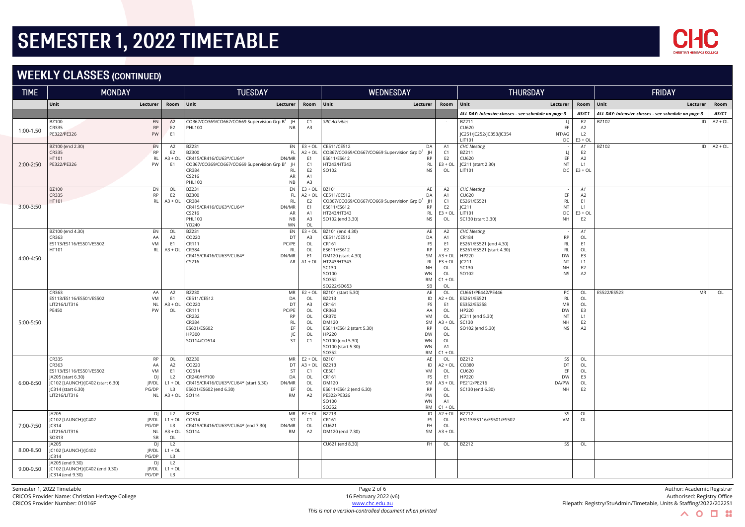# SEMESTER 1, 2022 TIMETABLE

## WEEKLY CLASSES (CONTINUED)

| TIME | MONDAY | | | TUESDAY | | | WEDNESDAY | | | THURSDAY | | | FRIDAY | | |
|---|---|---|---|---|---|---|---|---|---|---|---|---|---|---|---|
| | Unit | Lecturer | Room | Unit | Lecturer | Room | Unit | Lecturer | Room | Unit | Lecturer | Room | Unit | Lecturer | Room |
| | | | | | | | | | | *ALL DAY: Intensive classes - see schedule on page 3* | | *A3/C1* | *ALL DAY: Intensive classes - see schedule on page 3* | | *A3/C1* |
| 1:00-1.50 | BZ100<br>CR335<br>PE322/PE326 | EN<br>RP<br>PW | A2<br>E2<br>E1 | CO367/CO369/CO667/CO669 Supervision Grp B[1]<br>PHL100 | JH<br>NB | C1<br>A3 | *SRC Activities* | | - | BZ211<br>CU620<br>JC251/JC252/JC353/JC354<br>LIT101 | LJ<br>EF<br>NT/AG<br>DC | E2<br>A2<br>L2<br>E3 + OL | BZ102 | ID | A2 + OL |
| 2:00-2:50 | BZ100 (end 2.30)<br>CR335<br>HT101<br>PE322/PE326 | EN<br>RP<br>RL<br>PW | A2<br>E2<br>A3 + OL<br>E1 | BZ231<br>BZ300<br>CR415/CR416/CU63*/CU64*<br>CO367/CO369/CO667/CO669 Supervision Grp B[1]<br>CR384<br>CS216<br>PHL100 | EN<br>FL<br>DN/MR<br>JH<br>RL<br>AR<br>NB | E3 + OL<br>A2 + OL<br>E1<br>C1<br>E2<br>A1<br>A3 | CE511/CE512<br>CO367/CO369/CO667/CO669 Supervision Grp D[1]<br>ES611/ES612<br>HT243/HT343<br>SO102 | DA<br>JH<br>RP<br>RL<br>NS | A1<br>C1<br>E2<br>E3 + OL<br>OL | *CHC Meeting*<br>BZ211<br>CU620<br>JC211 (start 2.30)<br>LIT101 | -<br>LJ<br>EF<br>NT<br>DC | *A1*<br>E2<br>A2<br>L1<br>E3 + OL | BZ102 | ID | A2 + OL |
| 3:00-3:50 | BZ100<br>CR335<br>HT101 | EN<br>RP<br>RL | OL<br>E2<br>A3 + OL | BZ231<br>BZ300<br>CR384<br>CR415/CR416/CU63*/CU64*<br>CS216<br>PHL100<br>YO240 | EN<br>FL<br>RL<br>DN/MR<br>AR<br>NB<br>WN | E3 + OL<br>A2 + OL<br>E2<br>E1<br>A1<br>A3<br>OL | BZ101<br>CE511/CE512<br>CO367/CO369/CO667/CO669 Supervision Grp D[1]<br>ES611/ES612<br>HT243/HT343<br>SO102 (end 3.30) | AE<br>DA<br>JH<br>RP<br>RL<br>NS | A2<br>A1<br>C1<br>E2<br>E3 + OL<br>OL | *CHC Meeting*<br>CU620<br>ES261/ES521<br>JC211<br>LIT101<br>SC130 (start 3.30) | -<br>EF<br>RL<br>NT<br>DC<br>NH | *A1*<br>A2<br>E1<br>L1<br>E3 + OL<br>E2 | | | |
| 4:00-4:50 | BZ100 (end 4.30)<br>CR363<br>ES113/ES116/ES501/ES502<br>HT101 | EN<br>AA<br>VM<br>RL | OL<br>A2<br>E1<br>A3 + OL | BZ231<br>CO220<br>CR111<br>CR384<br>CR415/CR416/CU63*/CU64*<br>CS216 | EN<br>DT<br>PC/PE<br>RL<br>DN/MR<br>AR | E3 + OL<br>A3<br>OL<br>OL<br>E1<br>A1 + OL | BZ101 (end 4.30)<br>CE511/CE512<br>CR161<br>ES611/ES612<br>DM120 (start 4.30)<br>HT243/HT343<br>SC130<br>SO100<br>SO352<br>SO222/SO653 | AE<br>DA<br>FS<br>RP<br>SM<br>RL<br>NH<br>WN<br>RM<br>SB | A2<br>A1<br>E1<br>E2<br>A3 + OL<br>E3 + OL<br>OL<br>OL<br>C1 + OL<br>OL | *CHC Meeting*<br>CR184<br>ES261/ES521 (end 4.30)<br>ES261/ES521 (start 4.30)<br>HP220<br>JC211<br>SC130<br>SO102 | -<br>RP<br>RL<br>RL<br>DW<br>NT<br>NH<br>NS | *A1*<br>OL<br>E1<br>OL<br>E3<br>L1<br>E2<br>A2 | | | |
| 5:00-5:50 | CR363<br>ES113/ES116/ES501/ES502<br>LIT216/LIT316<br>PE450 | AA<br>VM<br>NL<br>PW | A2<br>E1<br>A3 + OL<br>OL | BZ230<br>CE511/CE512<br>CO220<br>CR111<br>CR232<br>CR384<br>ES601/ES602<br>HP300<br>SO114/CO514 | MR<br>DA<br>DT<br>PC/PE<br>RP<br>RL<br>EF<br>JC<br>ST | E2 + OL<br>OL<br>A3<br>OL<br>OL<br>OL<br>OL<br>OL<br>C1 | BZ101 (start 5.30)<br>BZ213<br>CR161<br>CR363<br>CR370<br>DM120<br>ES611/ES612 (start 5.30)<br>HP220<br>SO100 (end 5.30)<br>SO100 (start 5.30)<br>SO352 | AE<br>ID<br>FS<br>AA<br>VM<br>SM<br>RP<br>DW<br>WN<br>WN<br>RM | OL<br>A2 + OL<br>E1<br>OL<br>OL<br>A3 + OL<br>OL<br>OL<br>OL<br>A1<br>C1 + OL | CU661/PE442/PE446<br>ES261/ES521<br>ES352/ES358<br>HP220<br>JC211 (end 5.30)<br>SC130<br>SO102 (end 5.30) | PC<br>RL<br>MR<br>DW<br>NT<br>NH<br>NS | OL<br>OL<br>OL<br>E3<br>L1<br>E2<br>A2 | ES522/ES523 | MR | OL |
| 6:00-6:50 | CR335<br>CR363<br>ES113/ES116/ES501/ES502<br>JA205 (start 6.30)<br>JC102 [LAUNCH]/JC402 (start 6.30)<br>JC314 (start 6.30)<br>LIT216/LIT316 | RP<br>AA<br>VM<br>DJ<br>JP/DL<br>PG/DP<br>NL | OL<br>A2<br>E1<br>L2<br>L1 + OL<br>L3<br>A3 + OL | BZ230<br>CO220<br>CO514<br>CR240/HP100<br>CR415/CR416/CU63*/CU64* (start 6.30)<br>ES601/ES602 (end 6.30)<br>SO114 | MR<br>DT<br>ST<br>DA<br>DN/MR<br>EF<br>RM | E2 + OL<br>A3 + OL<br>C1<br>OL<br>OL<br>OL<br>A2 | BZ101<br>BZ213<br>CE501<br>CR161<br>DM120<br>ES611/ES612 (end 6.30)<br>PE322/PE326<br>SO100<br>SO352 | AE<br>ID<br>VM<br>FS<br>SM<br>RP<br>PW<br>WN<br>RM | OL<br>A2 + OL<br>OL<br>E1<br>A3 + OL<br>OL<br>OL<br>A1<br>C1 + OL | BZ212<br>CO380<br>CU620<br>HP220<br>PE212/PE216<br>SC130 (end 6.30) | SS<br>DT<br>EF<br>DW<br>DA/PW<br>NH | OL<br>OL<br>OL<br>E3<br>OL<br>E2 | | | |
| 7:00-7:50 | JA205<br>JC102 [LAUNCH]/JC402<br>JC314<br>LIT216/LIT316<br>SO313 | DJ<br>JP/DL<br>PG/DP<br>NL<br>SB | L2<br>L1 + OL<br>L3<br>A3 + OL<br>OL | BZ230<br>CO514<br>CR415/CR416/CU63*/CU64* (end 7.30)<br>SO114 | MR<br>ST<br>DN/MR<br>RM | E2 + OL<br>C1<br>OL<br>A2 | BZ213<br>CR161<br>CU621<br>DM120 (end 7.30) | ID<br>FS<br>FH<br>SM | A2 + OL<br>OL<br>OL<br>A3 + OL | BZ212<br>ES113/ES116/ES501/ES502 | SS<br>VM | OL<br>OL | | | |
| 8.00-8.50 | JA205<br>JC102 [LAUNCH]/JC402<br>JC314 | DJ<br>JP/DL<br>PG/DP | L2<br>L1 + OL<br>L3 | | | | CU621 (end 8.30) | FH | OL | BZ212 | SS | OL | | | |
| 9.00-9.50 | JA205 (end 9.30)<br>JC102 [LAUNCH]/JC402 (end 9.30)<br>JC314 (end 9.30) | DJ<br>JP/DL<br>PG/DP | L2<br>L1 + OL<br>L3 | | | | | | | | | | | | |

Semester 1, 2022 Timetable
CRICOS Provider Name: Christian Heritage College
CRICOS Provider Number: 01016F

16 February 2022 (v6)
www.chc.edu.au
*This is not a version-controlled document when printed*

Author: Academic Registrar
Authorised: Registry Office
Filepath: Registry/StuAdmin/Timetable, Units & Staffing/2022S1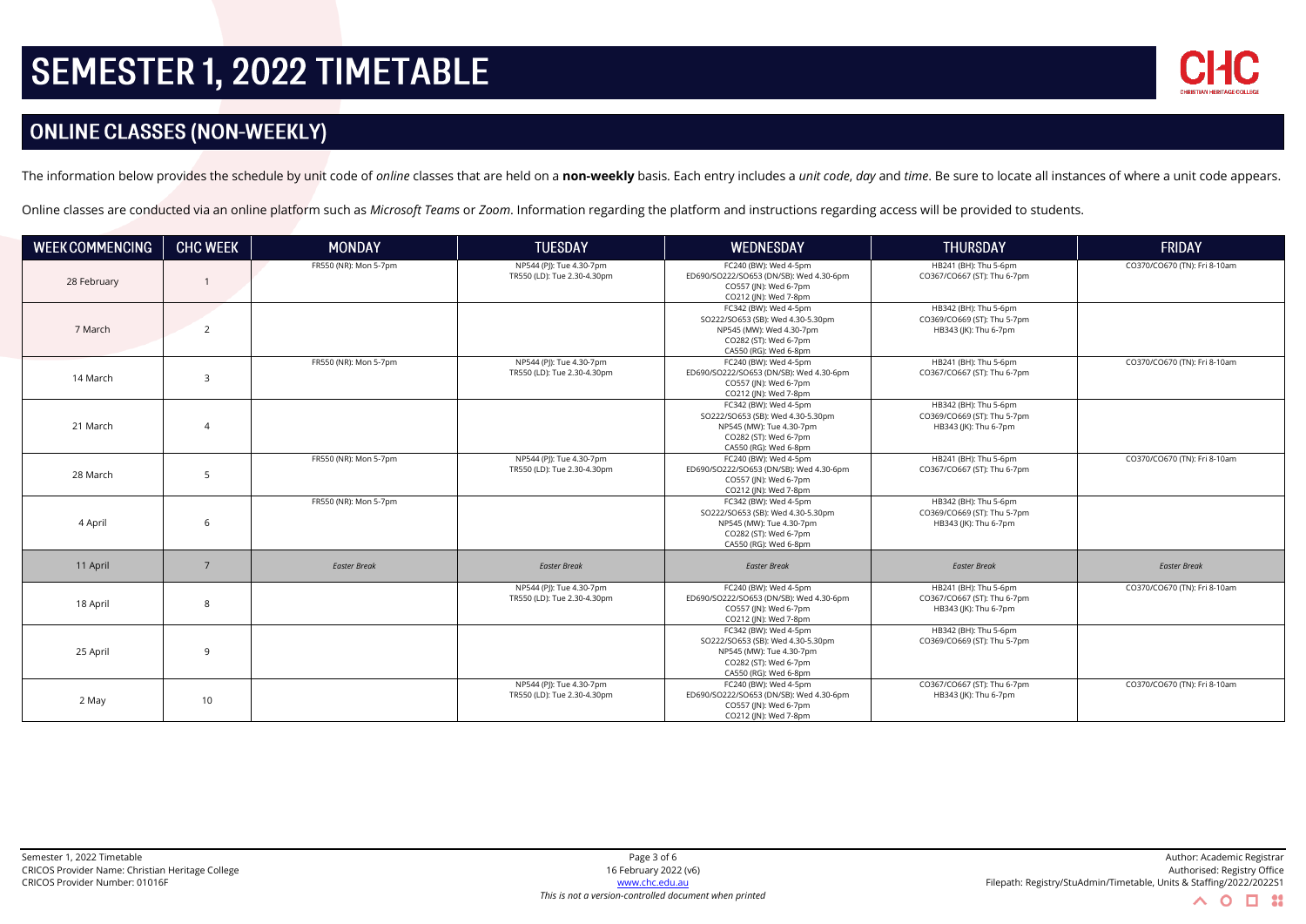# SEMESTER 1, 2022 TIMETABLE

## ONLINE CLASSES (NON-WEEKLY)

The information below provides the schedule by unit code of *online* classes that are held on a **non-weekly** basis. Each entry includes a *unit code*, *day* and *time*. Be sure to locate all instances of where a unit code appears.

Online classes are conducted via an online platform such as *Microsoft Teams* or *Zoom*. Information regarding the platform and instructions regarding access will be provided to students.

| WEEK COMMENCING | CHC WEEK | MONDAY | TUESDAY | WEDNESDAY | THURSDAY | FRIDAY |
|---|---|---|---|---|---|---|
| 28 February | 1 | FR550 (NR): Mon 5-7pm | NP544 (PJ): Tue 4.30-7pm<br>TR550 (LD): Tue 2.30-4.30pm | FC240 (BW): Wed 4-5pm<br>ED690/SO222/SO653 (DN/SB): Wed 4.30-6pm<br>CO557 (JN): Wed 6-7pm<br>CO212 (JN): Wed 7-8pm | HB241 (BH): Thu 5-6pm<br>CO367/CO667 (ST): Thu 6-7pm | CO370/CO670 (TN): Fri 8-10am |
| 7 March | 2 | | | FC342 (BW): Wed 4-5pm<br>SO222/SO653 (SB): Wed 4.30-5.30pm<br>NP545 (MW): Tue 4.30-7pm<br>CO282 (ST): Wed 6-7pm<br>CA550 (RG): Wed 6-8pm | HB342 (BH): Thu 5-6pm<br>CO369/CO669 (ST): Thu 5-7pm<br>HB343 (JK): Thu 6-7pm | |
| 14 March | 3 | FR550 (NR): Mon 5-7pm | NP544 (PJ): Tue 4.30-7pm<br>TR550 (LD): Tue 2.30-4.30pm | FC240 (BW): Wed 4-5pm<br>ED690/SO222/SO653 (DN/SB): Wed 4.30-6pm<br>CO557 (JN): Wed 6-7pm<br>CO212 (JN): Wed 7-8pm | HB241 (BH): Thu 5-6pm<br>CO367/CO667 (ST): Thu 6-7pm | CO370/CO670 (TN): Fri 8-10am |
| 21 March | 4 | | | FC342 (BW): Wed 4-5pm<br>SO222/SO653 (SB): Wed 4.30-5.30pm<br>NP545 (MW): Tue 4.30-7pm<br>CO282 (ST): Wed 6-7pm<br>CA550 (RG): Wed 6-8pm | HB342 (BH): Thu 5-6pm<br>CO369/CO669 (ST): Thu 5-7pm<br>HB343 (JK): Thu 6-7pm | |
| 28 March | 5 | FR550 (NR): Mon 5-7pm | NP544 (PJ): Tue 4.30-7pm<br>TR550 (LD): Tue 2.30-4.30pm | FC240 (BW): Wed 4-5pm<br>ED690/SO222/SO653 (DN/SB): Wed 4.30-6pm<br>CO557 (JN): Wed 6-7pm<br>CO212 (JN): Wed 7-8pm | HB241 (BH): Thu 5-6pm<br>CO367/CO667 (ST): Thu 6-7pm | CO370/CO670 (TN): Fri 8-10am |
| 4 April | 6 | FR550 (NR): Mon 5-7pm | | FC342 (BW): Wed 4-5pm<br>SO222/SO653 (SB): Wed 4.30-5.30pm<br>NP545 (MW): Tue 4.30-7pm<br>CO282 (ST): Wed 6-7pm<br>CA550 (RG): Wed 6-8pm | HB342 (BH): Thu 5-6pm<br>CO369/CO669 (ST): Thu 5-7pm<br>HB343 (JK): Thu 6-7pm | |
| 11 April | 7 | *Easter Break* | *Easter Break* | *Easter Break* | *Easter Break* | *Easter Break* |
| 18 April | 8 | | NP544 (PJ): Tue 4.30-7pm<br>TR550 (LD): Tue 2.30-4.30pm | FC240 (BW): Wed 4-5pm<br>ED690/SO222/SO653 (DN/SB): Wed 4.30-6pm<br>CO557 (JN): Wed 6-7pm<br>CO212 (JN): Wed 7-8pm | HB241 (BH): Thu 5-6pm<br>CO367/CO667 (ST): Thu 6-7pm<br>HB343 (JK): Thu 6-7pm | CO370/CO670 (TN): Fri 8-10am |
| 25 April | 9 | | | FC342 (BW): Wed 4-5pm<br>SO222/SO653 (SB): Wed 4.30-5.30pm<br>NP545 (MW): Tue 4.30-7pm<br>CO282 (ST): Wed 6-7pm<br>CA550 (RG): Wed 6-8pm | HB342 (BH): Thu 5-6pm<br>CO369/CO669 (ST): Thu 5-7pm | |
| 2 May | 10 | | NP544 (PJ): Tue 4.30-7pm<br>TR550 (LD): Tue 2.30-4.30pm | FC240 (BW): Wed 4-5pm<br>ED690/SO222/SO653 (DN/SB): Wed 4.30-6pm<br>CO557 (JN): Wed 6-7pm<br>CO212 (JN): Wed 7-8pm | CO367/CO667 (ST): Thu 6-7pm<br>HB343 (JK): Thu 6-7pm | CO370/CO670 (TN): Fri 8-10am |

Semester 1, 2022 Timetable
CRICOS Provider Name: Christian Heritage College
CRICOS Provider Number: 01016F

16 February 2022 (v6)
www.chc.edu.au
*This is not a version-controlled document when printed*

Author: Academic Registrar
Authorised: Registry Office
Filepath: Registry/StuAdmin/Timetable, Units & Staffing/2022/2022S1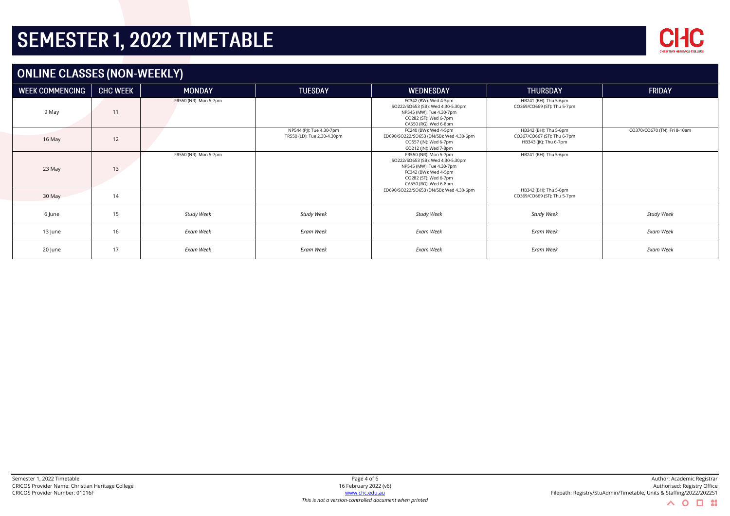# SEMESTER 1, 2022 TIMETABLE

## ONLINE CLASSES (NON-WEEKLY)

| WEEK COMMENCING | CHC WEEK | MONDAY | TUESDAY | WEDNESDAY | THURSDAY | FRIDAY |
|---|---|---|---|---|---|---|
| 9 May | 11 | FR550 (NR): Mon 5-7pm | | FC342 (BW): Wed 4-5pm<br>SO222/SO653 (SB): Wed 4.30-5.30pm<br>NP545 (MW): Tue 4.30-7pm<br>CO282 (ST): Wed 6-7pm<br>CA550 (RG): Wed 6-8pm | HB241 (BH): Thu 5-6pm<br>CO369/CO669 (ST): Thu 5-7pm | |
| 16 May | 12 | | NP544 (PJ): Tue 4.30-7pm<br>TR550 (LD): Tue 2.30-4.30pm | FC240 (BW): Wed 4-5pm<br>ED690/SO222/SO653 (DN/SB): Wed 4.30-6pm<br>CO557 (JN): Wed 6-7pm<br>CO212 (JN): Wed 7-8pm | HB342 (BH): Thu 5-6pm<br>CO367/CO667 (ST): Thu 6-7pm<br>HB343 (JK): Thu 6-7pm | CO370/CO670 (TN): Fri 8-10am |
| 23 May | 13 | FR550 (NR): Mon 5-7pm | | FR550 (NR): Mon 5-7pm<br>SO222/SO653 (SB): Wed 4.30-5.30pm<br>NP545 (MW): Tue 4.30-7pm<br>FC342 (BW): Wed 4-5pm<br>CO282 (ST): Wed 6-7pm<br>CA550 (RG): Wed 6-8pm | HB241 (BH): Thu 5-6pm | |
| 30 May | 14 | | | ED690/SO222/SO653 (DN/SB): Wed 4.30-6pm | HB342 (BH): Thu 5-6pm<br>CO369/CO669 (ST): Thu 5-7pm | |
| 6 June | 15 | *Study Week* | *Study Week* | *Study Week* | *Study Week* | *Study Week* |
| 13 June | 16 | *Exam Week* | *Exam Week* | *Exam Week* | *Exam Week* | *Exam Week* |
| 20 June | 17 | *Exam Week* | *Exam Week* | *Exam Week* | *Exam Week* | *Exam Week* |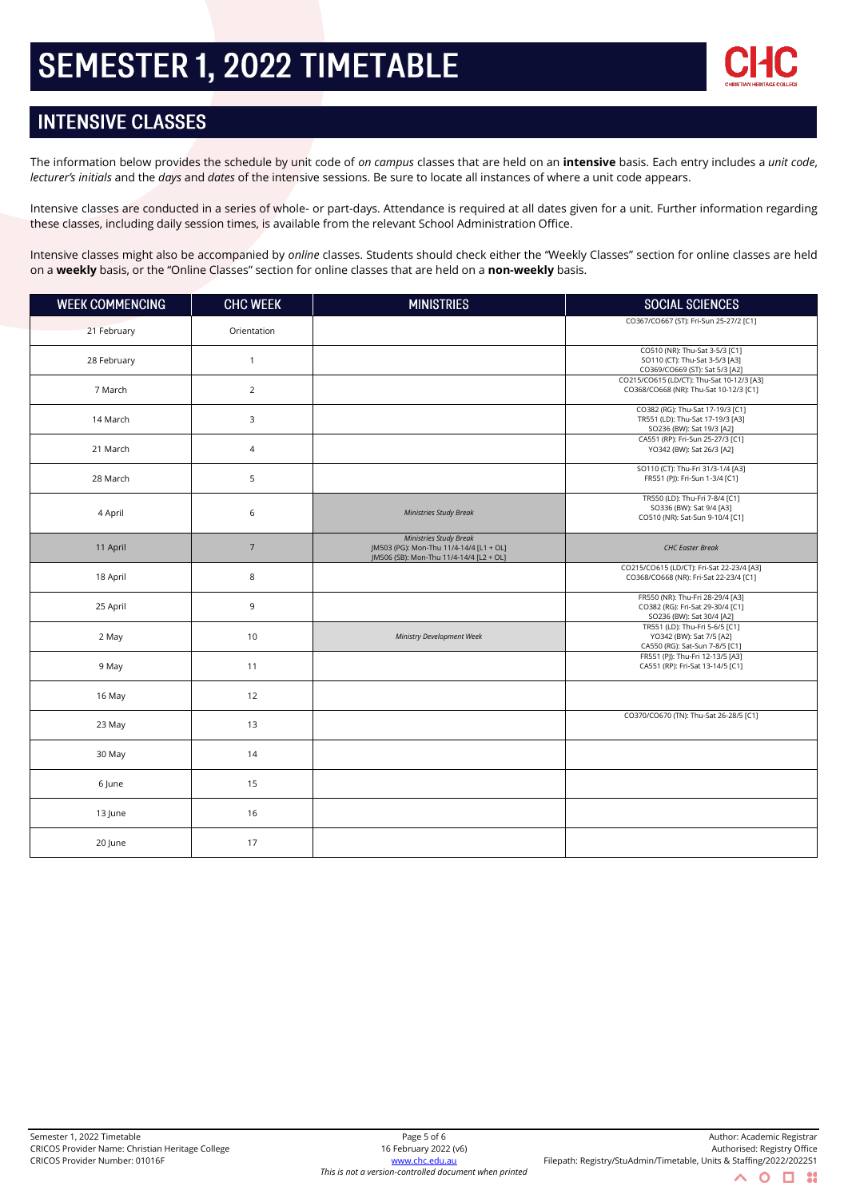# SEMESTER 1, 2022 TIMETABLE

## INTENSIVE CLASSES

The information below provides the schedule by unit code of *on campus* classes that are held on an **intensive** basis. Each entry includes a *unit code*, *lecturer's initials* and the *days* and *dates* of the intensive sessions. Be sure to locate all instances of where a unit code appears.

Intensive classes are conducted in a series of whole- or part-days. Attendance is required at all dates given for a unit. Further information regarding these classes, including daily session times, is available from the relevant School Administration Office.

Intensive classes might also be accompanied by *online* classes. Students should check either the "Weekly Classes" section for online classes are held on a **weekly** basis, or the "Online Classes" section for online classes that are held on a **non-weekly** basis.

| WEEK COMMENCING | CHC WEEK | MINISTRIES | SOCIAL SCIENCES |
|---|---|---|---|
| 21 February | Orientation | | CO367/CO667 (ST): Fri-Sun 25-27/2 [C1] |
| 28 February | 1 | | CO510 (NR): Thu-Sat 3-5/3 [C1]<br>SO110 (CT): Thu-Sat 3-5/3 [A3]<br>CO369/CO669 (ST): Sat 5/3 [A2] |
| 7 March | 2 | | CO215/CO615 (LD/CT): Thu-Sat 10-12/3 [A3]<br>CO368/CO668 (NR): Thu-Sat 10-12/3 [C1] |
| 14 March | 3 | | CO382 (RG): Thu-Sat 17-19/3 [C1]<br>TR551 (LD): Thu-Sat 17-19/3 [A3]<br>SO236 (BW): Sat 19/3 [A2] |
| 21 March | 4 | | CA551 (RP): Fri-Sun 25-27/3 [C1]<br>YO342 (BW): Sat 26/3 [A2] |
| 28 March | 5 | | SO110 (CT): Thu-Fri 31/3-1/4 [A3]<br>FR551 (PJ): Fri-Sun 1-3/4 [C1] |
| 4 April | 6 | *Ministries Study Break* | TR550 (LD): Thu-Fri 7-8/4 [C1]<br>SO336 (BW): Sat 9/4 [A3]<br>CO510 (NR): Sat-Sun 9-10/4 [C1] |
| 11 April | 7 | *Ministries Study Break*<br>JM503 (PG): Mon-Thu 11/4-14/4 [L1 + OL]<br>JM506 (SB): Mon-Thu 11/4-14/4 [L2 + OL] | *CHC Easter Break* |
| 18 April | 8 | | CO215/CO615 (LD/CT): Fri-Sat 22-23/4 [A3]<br>CO368/CO668 (NR): Fri-Sat 22-23/4 [C1] |
| 25 April | 9 | | FR550 (NR): Thu-Fri 28-29/4 [A3]<br>CO382 (RG): Fri-Sat 29-30/4 [C1]<br>SO236 (BW): Sat 30/4 [A2] |
| 2 May | 10 | *Ministry Development Week* | TR551 (LD): Thu-Fri 5-6/5 [C1]<br>YO342 (BW): Sat 7/5 [A2]<br>CA550 (RG): Sat-Sun 7-8/5 [C1] |
| 9 May | 11 | | FR551 (PJ): Thu-Fri 12-13/5 [A3]<br>CA551 (RP): Fri-Sat 13-14/5 [C1] |
| 16 May | 12 | | |
| 23 May | 13 | | CO370/CO670 (TN): Thu-Sat 26-28/5 [C1] |
| 30 May | 14 | | |
| 6 June | 15 | | |
| 13 June | 16 | | |
| 20 June | 17 | | |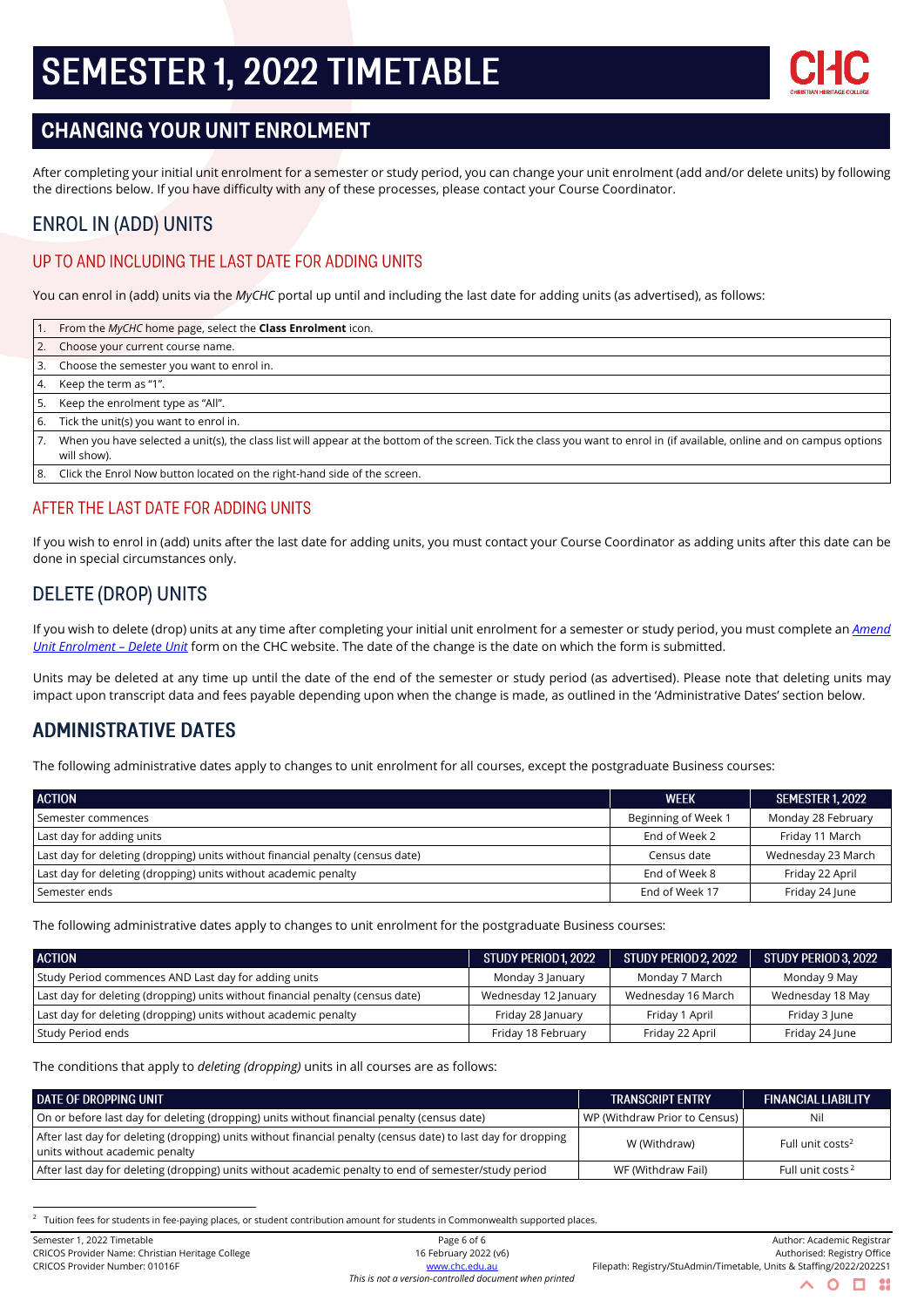# SEMESTER 1, 2022 TIMETABLE

## CHANGING YOUR UNIT ENROLMENT

After completing your initial unit enrolment for a semester or study period, you can change your unit enrolment (add and/or delete units) by following the directions below. If you have difficulty with any of these processes, please contact your Course Coordinator.

## ENROL IN (ADD) UNITS

### UP TO AND INCLUDING THE LAST DATE FOR ADDING UNITS

You can enrol in (add) units via the *MyCHC* portal up until and including the last date for adding units (as advertised), as follows:

| | |
|---|---|
| 1. | From the *MyCHC* home page, select the **Class Enrolment** icon. |
| 2. | Choose your current course name. |
| 3. | Choose the semester you want to enrol in. |
| 4. | Keep the term as "1". |
| 5. | Keep the enrolment type as "All". |
| 6. | Tick the unit(s) you want to enrol in. |
| 7. | When you have selected a unit(s), the class list will appear at the bottom of the screen. Tick the class you want to enrol in (if available, online and on campus options will show). |
| 8. | Click the Enrol Now button located on the right-hand side of the screen. |

### AFTER THE LAST DATE FOR ADDING UNITS

If you wish to enrol in (add) units after the last date for adding units, you must contact your Course Coordinator as adding units after this date can be done in special circumstances only.

## DELETE (DROP) UNITS

If you wish to delete (drop) units at any time after completing your initial unit enrolment for a semester or study period, you must complete an *Amend Unit Enrolment – Delete Unit* form on the CHC website. The date of the change is the date on which the form is submitted.

Units may be deleted at any time up until the date of the end of the semester or study period (as advertised). Please note that deleting units may impact upon transcript data and fees payable depending upon when the change is made, as outlined in the 'Administrative Dates' section below.

## ADMINISTRATIVE DATES

The following administrative dates apply to changes to unit enrolment for all courses, except the postgraduate Business courses:

| ACTION | WEEK | SEMESTER 1, 2022 |
|---|---|---|
| Semester commences | Beginning of Week 1 | Monday 28 February |
| Last day for adding units | End of Week 2 | Friday 11 March |
| Last day for deleting (dropping) units without financial penalty (census date) | Census date | Wednesday 23 March |
| Last day for deleting (dropping) units without academic penalty | End of Week 8 | Friday 22 April |
| Semester ends | End of Week 17 | Friday 24 June |

The following administrative dates apply to changes to unit enrolment for the postgraduate Business courses:

| ACTION | STUDY PERIOD 1, 2022 | STUDY PERIOD 2, 2022 | STUDY PERIOD 3, 2022 |
|---|---|---|---|
| Study Period commences AND Last day for adding units | Monday 3 January | Monday 7 March | Monday 9 May |
| Last day for deleting (dropping) units without financial penalty (census date) | Wednesday 12 January | Wednesday 16 March | Wednesday 18 May |
| Last day for deleting (dropping) units without academic penalty | Friday 28 January | Friday 1 April | Friday 3 June |
| Study Period ends | Friday 18 February | Friday 22 April | Friday 24 June |

The conditions that apply to *deleting (dropping)* units in all courses are as follows:

| DATE OF DROPPING UNIT | TRANSCRIPT ENTRY | FINANCIAL LIABILITY |
|---|---|---|
| On or before last day for deleting (dropping) units without financial penalty (census date) | WP (Withdraw Prior to Census) | Nil |
| After last day for deleting (dropping) units without financial penalty (census date) to last day for dropping units without academic penalty | W (Withdraw) | Full unit costs[2] |
| After last day for deleting (dropping) units without academic penalty to end of semester/study period | WF (Withdraw Fail) | Full unit costs [2] |

[2] Tuition fees for students in fee-paying places, or student contribution amount for students in Commonwealth supported places.